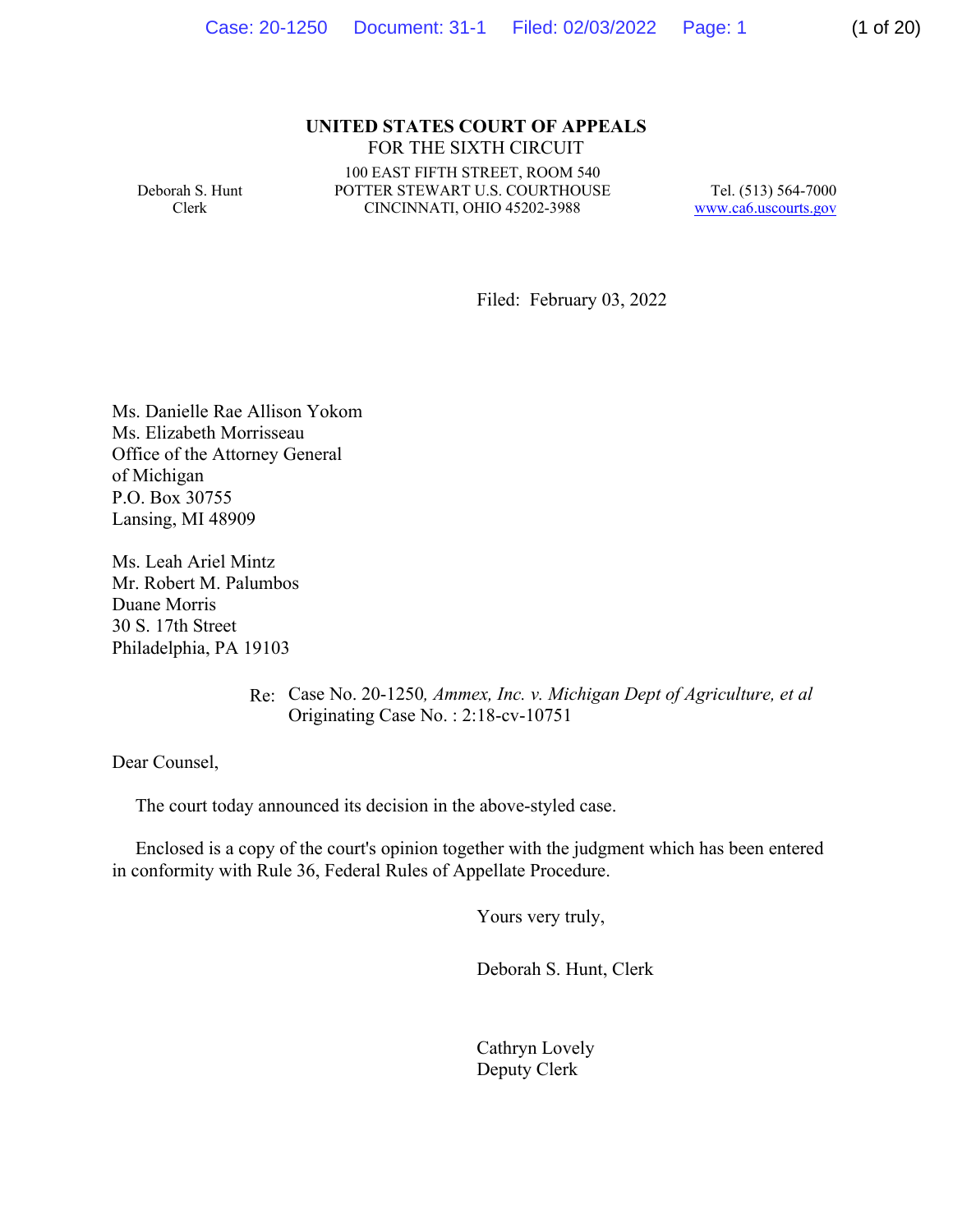**UNITED STATES COURT OF APPEALS**
FOR THE SIXTH CIRCUIT

Deborah S. Hunt
Clerk

100 EAST FIFTH STREET, ROOM 540
POTTER STEWART U.S. COURTHOUSE
CINCINNATI, OHIO 45202-3988

Tel. (513) 564-7000
www.ca6.uscourts.gov

Filed: February 03, 2022

Ms. Danielle Rae Allison Yokom
Ms. Elizabeth Morrisseau
Office of the Attorney General
of Michigan
P.O. Box 30755
Lansing, MI 48909

Ms. Leah Ariel Mintz
Mr. Robert M. Palumbos
Duane Morris
30 S. 17th Street
Philadelphia, PA 19103

Re: Case No. 20-1250*, Ammex, Inc. v. Michigan Dept of Agriculture, et al*
Originating Case No. : 2:18-cv-10751

Dear Counsel,

The court today announced its decision in the above-styled case.

Enclosed is a copy of the court's opinion together with the judgment which has been entered in conformity with Rule 36, Federal Rules of Appellate Procedure.

Yours very truly,

Deborah S. Hunt, Clerk

Cathryn Lovely
Deputy Clerk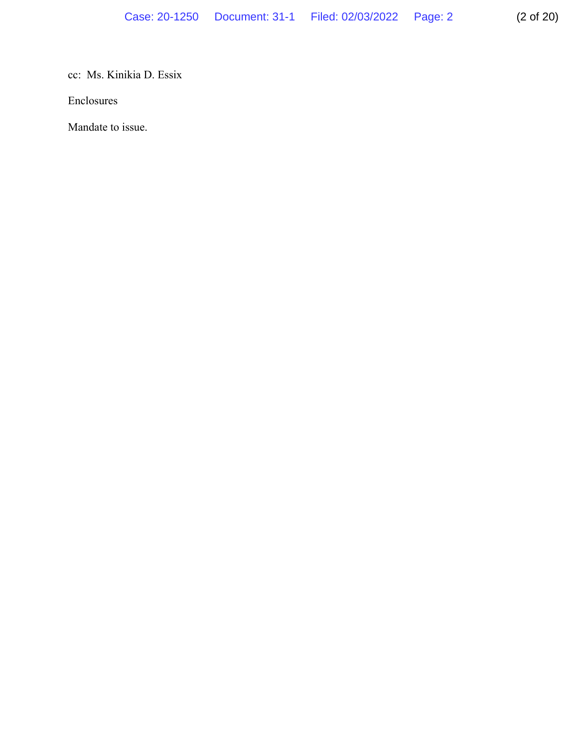cc: Ms. Kinikia D. Essix

Enclosures

Mandate to issue.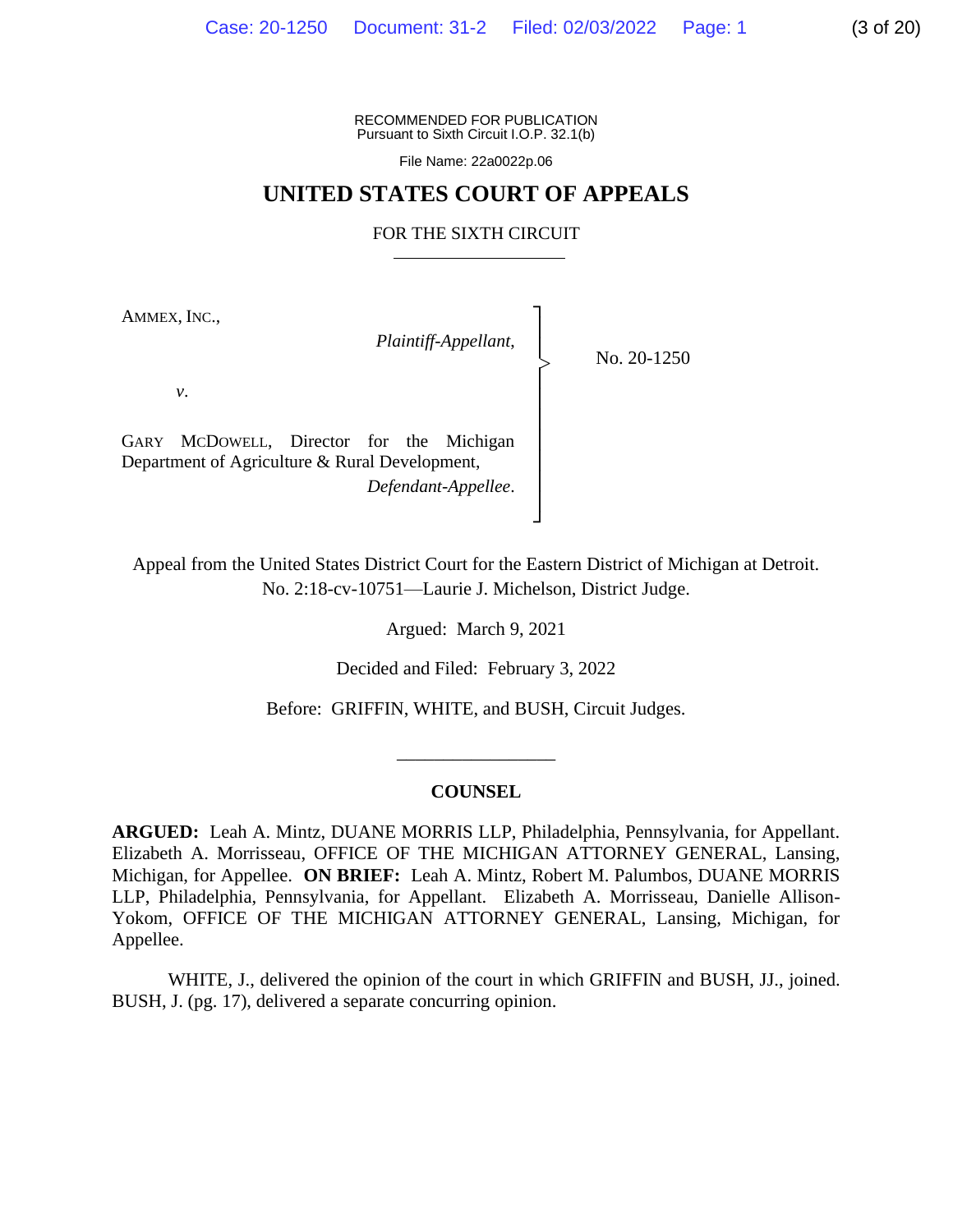RECOMMENDED FOR PUBLICATION
Pursuant to Sixth Circuit I.O.P. 32.1(b)

File Name: 22a0022p.06

# UNITED STATES COURT OF APPEALS

FOR THE SIXTH CIRCUIT

AMMEX, INC.,

*Plaintiff-Appellant*,

*v*.

GARY MCDOWELL, Director for the Michigan Department of Agriculture & Rural Development,

*Defendant-Appellee*.

No. 20-1250

Appeal from the United States District Court for the Eastern District of Michigan at Detroit.
No. 2:18-cv-10751—Laurie J. Michelson, District Judge.

Argued: March 9, 2021

Decided and Filed: February 3, 2022

Before: GRIFFIN, WHITE, and BUSH, Circuit Judges.

## COUNSEL

**ARGUED:** Leah A. Mintz, DUANE MORRIS LLP, Philadelphia, Pennsylvania, for Appellant. Elizabeth A. Morrisseau, OFFICE OF THE MICHIGAN ATTORNEY GENERAL, Lansing, Michigan, for Appellee. **ON BRIEF:** Leah A. Mintz, Robert M. Palumbos, DUANE MORRIS LLP, Philadelphia, Pennsylvania, for Appellant. Elizabeth A. Morrisseau, Danielle Allison-Yokom, OFFICE OF THE MICHIGAN ATTORNEY GENERAL, Lansing, Michigan, for Appellee.

WHITE, J., delivered the opinion of the court in which GRIFFIN and BUSH, JJ., joined. BUSH, J. (pg. 17), delivered a separate concurring opinion.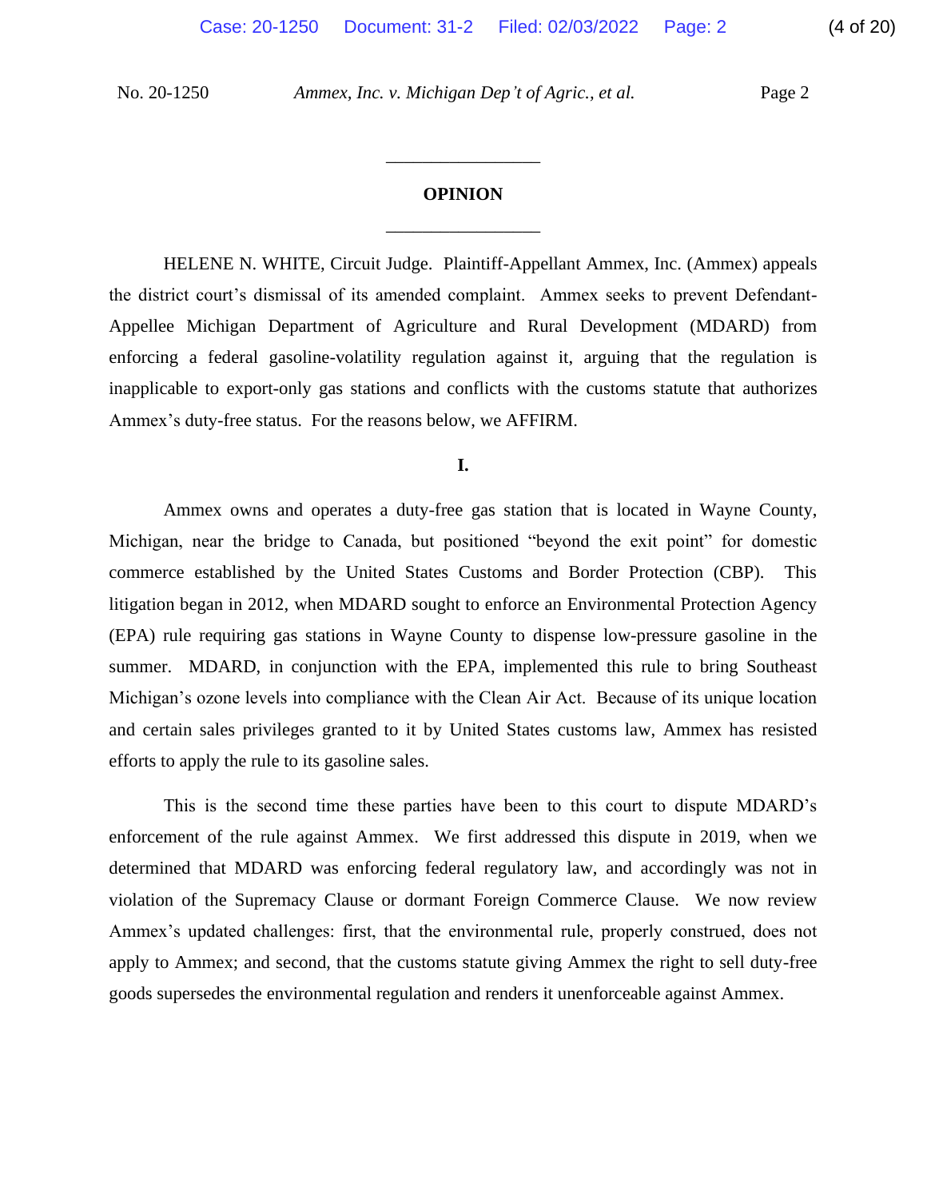## OPINION

HELENE N. WHITE, Circuit Judge. Plaintiff-Appellant Ammex, Inc. (Ammex) appeals the district court's dismissal of its amended complaint. Ammex seeks to prevent Defendant-Appellee Michigan Department of Agriculture and Rural Development (MDARD) from enforcing a federal gasoline-volatility regulation against it, arguing that the regulation is inapplicable to export-only gas stations and conflicts with the customs statute that authorizes Ammex's duty-free status. For the reasons below, we AFFIRM.

### I.

Ammex owns and operates a duty-free gas station that is located in Wayne County, Michigan, near the bridge to Canada, but positioned "beyond the exit point" for domestic commerce established by the United States Customs and Border Protection (CBP). This litigation began in 2012, when MDARD sought to enforce an Environmental Protection Agency (EPA) rule requiring gas stations in Wayne County to dispense low-pressure gasoline in the summer. MDARD, in conjunction with the EPA, implemented this rule to bring Southeast Michigan's ozone levels into compliance with the Clean Air Act. Because of its unique location and certain sales privileges granted to it by United States customs law, Ammex has resisted efforts to apply the rule to its gasoline sales.

This is the second time these parties have been to this court to dispute MDARD's enforcement of the rule against Ammex. We first addressed this dispute in 2019, when we determined that MDARD was enforcing federal regulatory law, and accordingly was not in violation of the Supremacy Clause or dormant Foreign Commerce Clause. We now review Ammex's updated challenges: first, that the environmental rule, properly construed, does not apply to Ammex; and second, that the customs statute giving Ammex the right to sell duty-free goods supersedes the environmental regulation and renders it unenforceable against Ammex.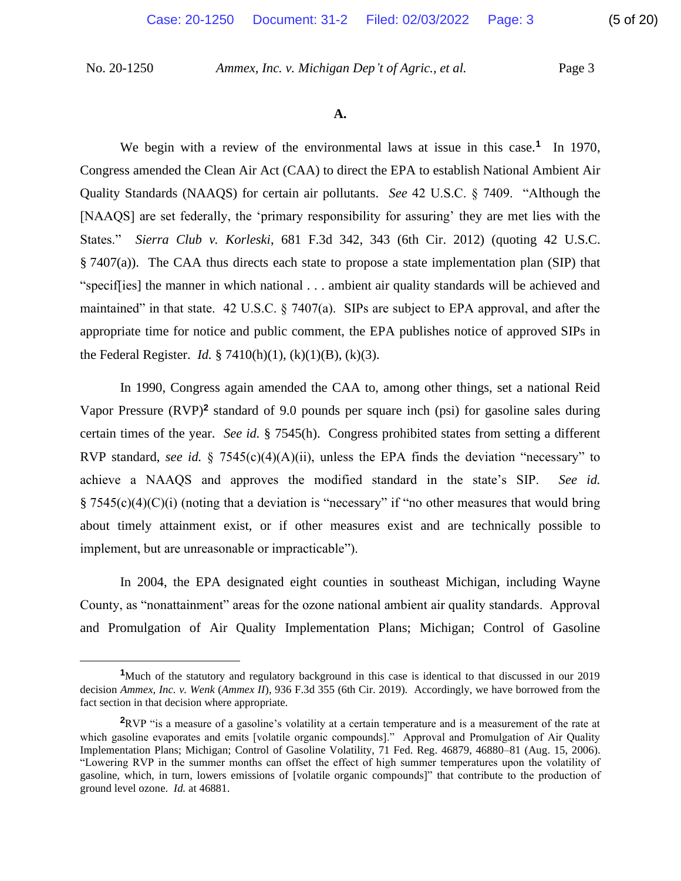**A.**

We begin with a review of the environmental laws at issue in this case.[1] In 1970, Congress amended the Clean Air Act (CAA) to direct the EPA to establish National Ambient Air Quality Standards (NAAQS) for certain air pollutants. *See* 42 U.S.C. § 7409. "Although the [NAAQS] are set federally, the 'primary responsibility for assuring' they are met lies with the States." *Sierra Club v. Korleski*, 681 F.3d 342, 343 (6th Cir. 2012) (quoting 42 U.S.C. § 7407(a)). The CAA thus directs each state to propose a state implementation plan (SIP) that "specif[ies] the manner in which national . . . ambient air quality standards will be achieved and maintained" in that state. 42 U.S.C. § 7407(a). SIPs are subject to EPA approval, and after the appropriate time for notice and public comment, the EPA publishes notice of approved SIPs in the Federal Register. *Id.* § 7410(h)(1), (k)(1)(B), (k)(3).

In 1990, Congress again amended the CAA to, among other things, set a national Reid Vapor Pressure (RVP)[2] standard of 9.0 pounds per square inch (psi) for gasoline sales during certain times of the year. *See id.* § 7545(h). Congress prohibited states from setting a different RVP standard, *see id.* § 7545(c)(4)(A)(ii), unless the EPA finds the deviation "necessary" to achieve a NAAQS and approves the modified standard in the state's SIP. *See id.* § 7545(c)(4)(C)(i) (noting that a deviation is "necessary" if "no other measures that would bring about timely attainment exist, or if other measures exist and are technically possible to implement, but are unreasonable or impracticable").

In 2004, the EPA designated eight counties in southeast Michigan, including Wayne County, as "nonattainment" areas for the ozone national ambient air quality standards. Approval and Promulgation of Air Quality Implementation Plans; Michigan; Control of Gasoline

---

[1]Much of the statutory and regulatory background in this case is identical to that discussed in our 2019 decision *Ammex, Inc. v. Wenk* (*Ammex II*), 936 F.3d 355 (6th Cir. 2019). Accordingly, we have borrowed from the fact section in that decision where appropriate.

[2]RVP "is a measure of a gasoline's volatility at a certain temperature and is a measurement of the rate at which gasoline evaporates and emits [volatile organic compounds]." Approval and Promulgation of Air Quality Implementation Plans; Michigan; Control of Gasoline Volatility, 71 Fed. Reg. 46879, 46880–81 (Aug. 15, 2006). "Lowering RVP in the summer months can offset the effect of high summer temperatures upon the volatility of gasoline, which, in turn, lowers emissions of [volatile organic compounds]" that contribute to the production of ground level ozone. *Id.* at 46881.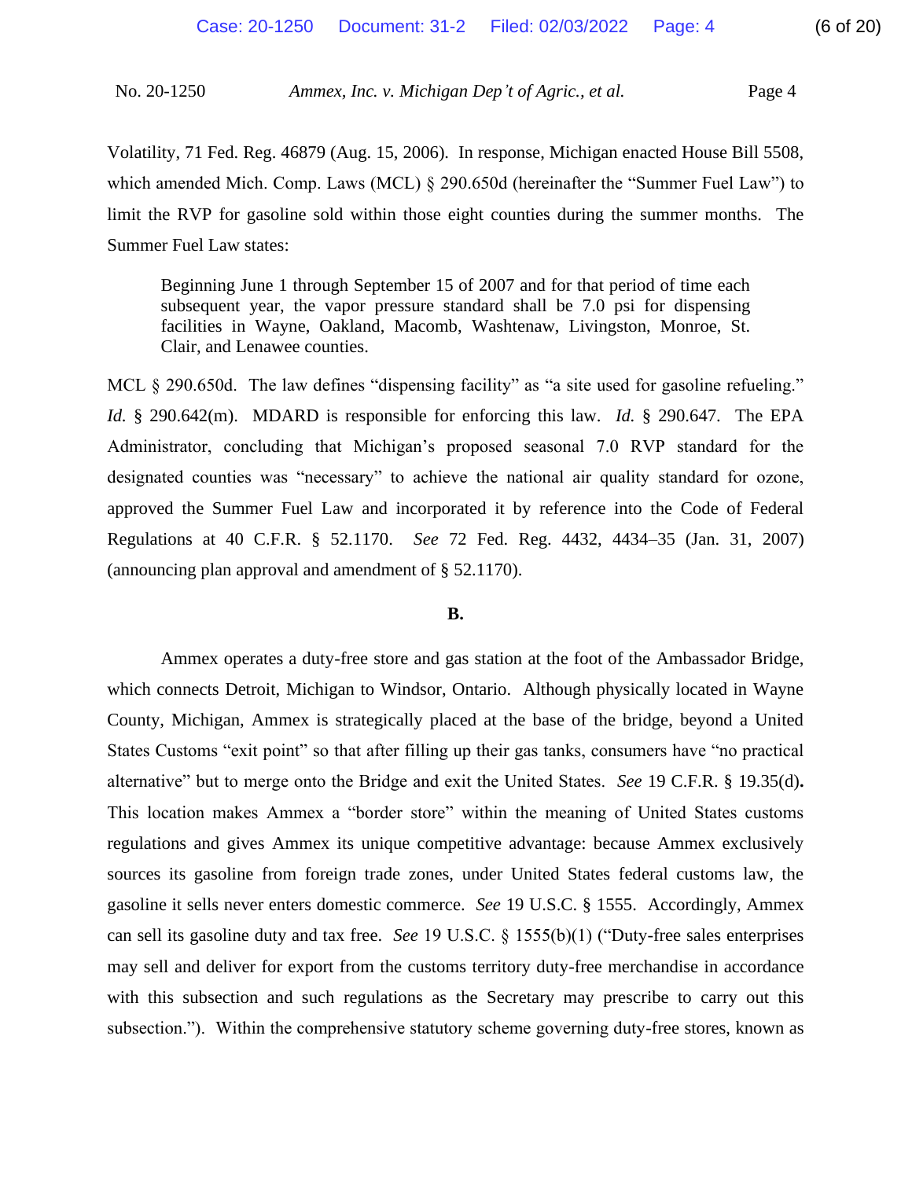Volatility, 71 Fed. Reg. 46879 (Aug. 15, 2006). In response, Michigan enacted House Bill 5508, which amended Mich. Comp. Laws (MCL) § 290.650d (hereinafter the "Summer Fuel Law") to limit the RVP for gasoline sold within those eight counties during the summer months. The Summer Fuel Law states:

> Beginning June 1 through September 15 of 2007 and for that period of time each subsequent year, the vapor pressure standard shall be 7.0 psi for dispensing facilities in Wayne, Oakland, Macomb, Washtenaw, Livingston, Monroe, St. Clair, and Lenawee counties.

MCL § 290.650d. The law defines "dispensing facility" as "a site used for gasoline refueling." *Id.* § 290.642(m). MDARD is responsible for enforcing this law. *Id.* § 290.647. The EPA Administrator, concluding that Michigan's proposed seasonal 7.0 RVP standard for the designated counties was "necessary" to achieve the national air quality standard for ozone, approved the Summer Fuel Law and incorporated it by reference into the Code of Federal Regulations at 40 C.F.R. § 52.1170. *See* 72 Fed. Reg. 4432, 4434–35 (Jan. 31, 2007) (announcing plan approval and amendment of § 52.1170).

**B.**

Ammex operates a duty-free store and gas station at the foot of the Ambassador Bridge, which connects Detroit, Michigan to Windsor, Ontario. Although physically located in Wayne County, Michigan, Ammex is strategically placed at the base of the bridge, beyond a United States Customs "exit point" so that after filling up their gas tanks, consumers have "no practical alternative" but to merge onto the Bridge and exit the United States. *See* 19 C.F.R. § 19.35(d). This location makes Ammex a "border store" within the meaning of United States customs regulations and gives Ammex its unique competitive advantage: because Ammex exclusively sources its gasoline from foreign trade zones, under United States federal customs law, the gasoline it sells never enters domestic commerce. *See* 19 U.S.C. § 1555. Accordingly, Ammex can sell its gasoline duty and tax free. *See* 19 U.S.C. § 1555(b)(1) ("Duty-free sales enterprises may sell and deliver for export from the customs territory duty-free merchandise in accordance with this subsection and such regulations as the Secretary may prescribe to carry out this subsection."). Within the comprehensive statutory scheme governing duty-free stores, known as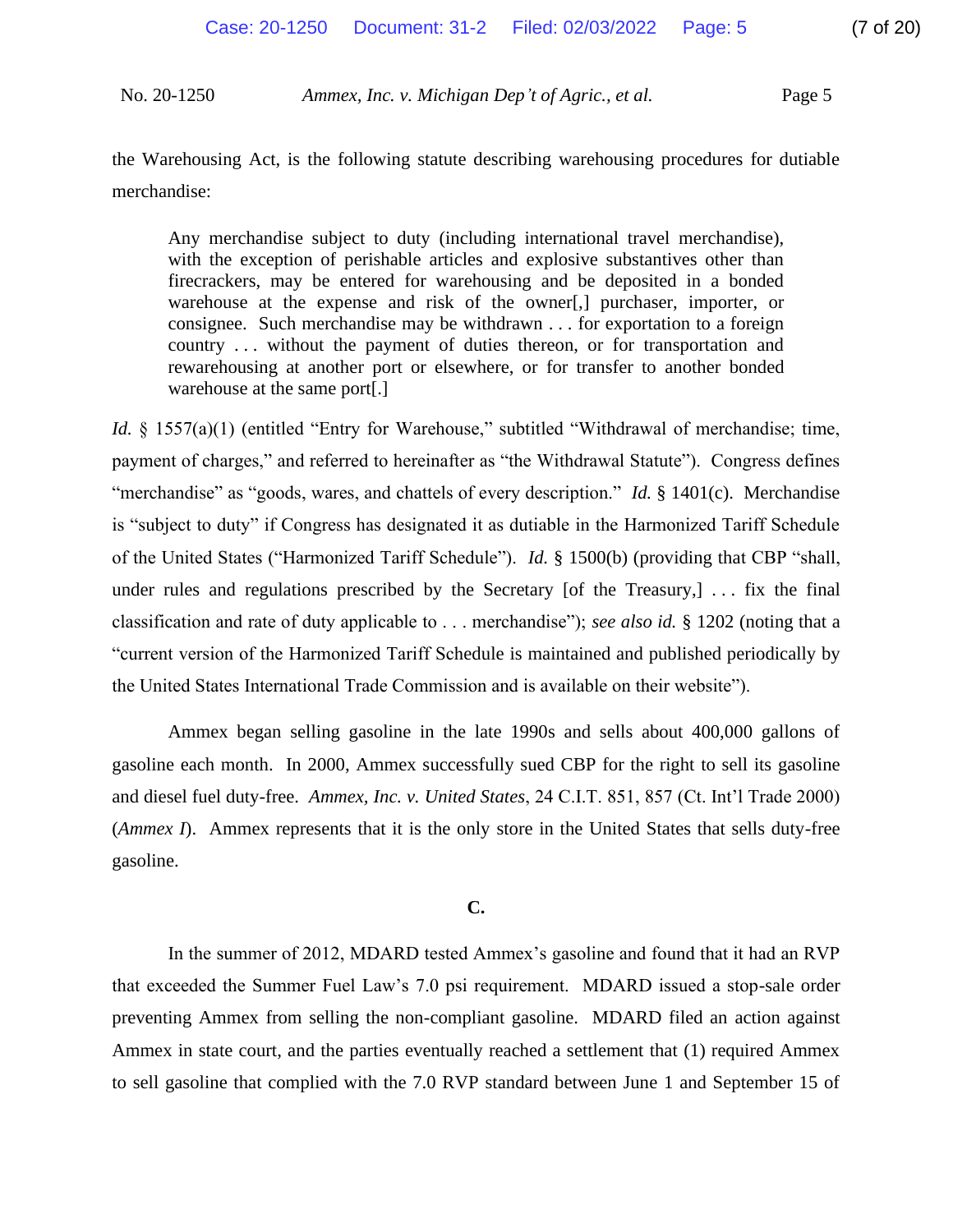the Warehousing Act, is the following statute describing warehousing procedures for dutiable merchandise:

> Any merchandise subject to duty (including international travel merchandise), with the exception of perishable articles and explosive substantives other than firecrackers, may be entered for warehousing and be deposited in a bonded warehouse at the expense and risk of the owner[,] purchaser, importer, or consignee. Such merchandise may be withdrawn . . . for exportation to a foreign country . . . without the payment of duties thereon, or for transportation and rewarehousing at another port or elsewhere, or for transfer to another bonded warehouse at the same port[.]

*Id.* § 1557(a)(1) (entitled "Entry for Warehouse," subtitled "Withdrawal of merchandise; time, payment of charges," and referred to hereinafter as "the Withdrawal Statute"). Congress defines "merchandise" as "goods, wares, and chattels of every description." *Id.* § 1401(c). Merchandise is "subject to duty" if Congress has designated it as dutiable in the Harmonized Tariff Schedule of the United States ("Harmonized Tariff Schedule"). *Id.* § 1500(b) (providing that CBP "shall, under rules and regulations prescribed by the Secretary [of the Treasury,] . . . fix the final classification and rate of duty applicable to . . . merchandise"); *see also id.* § 1202 (noting that a "current version of the Harmonized Tariff Schedule is maintained and published periodically by the United States International Trade Commission and is available on their website").

Ammex began selling gasoline in the late 1990s and sells about 400,000 gallons of gasoline each month. In 2000, Ammex successfully sued CBP for the right to sell its gasoline and diesel fuel duty-free. *Ammex, Inc. v. United States*, 24 C.I.T. 851, 857 (Ct. Int'l Trade 2000) (*Ammex I*). Ammex represents that it is the only store in the United States that sells duty-free gasoline.

### C.

In the summer of 2012, MDARD tested Ammex's gasoline and found that it had an RVP that exceeded the Summer Fuel Law's 7.0 psi requirement. MDARD issued a stop-sale order preventing Ammex from selling the non-compliant gasoline. MDARD filed an action against Ammex in state court, and the parties eventually reached a settlement that (1) required Ammex to sell gasoline that complied with the 7.0 RVP standard between June 1 and September 15 of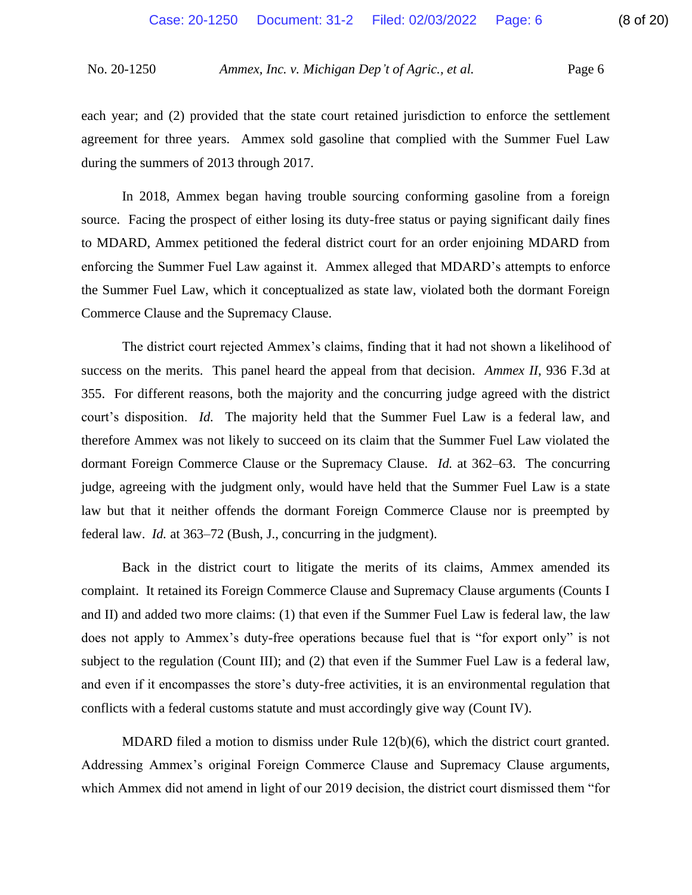each year; and (2) provided that the state court retained jurisdiction to enforce the settlement agreement for three years. Ammex sold gasoline that complied with the Summer Fuel Law during the summers of 2013 through 2017.

In 2018, Ammex began having trouble sourcing conforming gasoline from a foreign source. Facing the prospect of either losing its duty-free status or paying significant daily fines to MDARD, Ammex petitioned the federal district court for an order enjoining MDARD from enforcing the Summer Fuel Law against it. Ammex alleged that MDARD's attempts to enforce the Summer Fuel Law, which it conceptualized as state law, violated both the dormant Foreign Commerce Clause and the Supremacy Clause.

The district court rejected Ammex's claims, finding that it had not shown a likelihood of success on the merits. This panel heard the appeal from that decision. *Ammex II*, 936 F.3d at 355. For different reasons, both the majority and the concurring judge agreed with the district court's disposition. *Id.* The majority held that the Summer Fuel Law is a federal law, and therefore Ammex was not likely to succeed on its claim that the Summer Fuel Law violated the dormant Foreign Commerce Clause or the Supremacy Clause. *Id.* at 362–63. The concurring judge, agreeing with the judgment only, would have held that the Summer Fuel Law is a state law but that it neither offends the dormant Foreign Commerce Clause nor is preempted by federal law. *Id.* at 363–72 (Bush, J., concurring in the judgment).

Back in the district court to litigate the merits of its claims, Ammex amended its complaint. It retained its Foreign Commerce Clause and Supremacy Clause arguments (Counts I and II) and added two more claims: (1) that even if the Summer Fuel Law is federal law, the law does not apply to Ammex's duty-free operations because fuel that is "for export only" is not subject to the regulation (Count III); and (2) that even if the Summer Fuel Law is a federal law, and even if it encompasses the store's duty-free activities, it is an environmental regulation that conflicts with a federal customs statute and must accordingly give way (Count IV).

MDARD filed a motion to dismiss under Rule 12(b)(6), which the district court granted. Addressing Ammex's original Foreign Commerce Clause and Supremacy Clause arguments, which Ammex did not amend in light of our 2019 decision, the district court dismissed them "for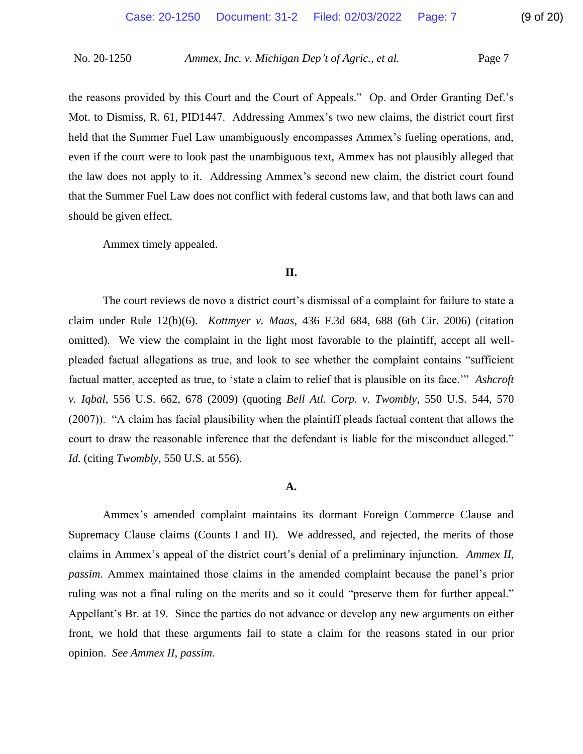the reasons provided by this Court and the Court of Appeals." Op. and Order Granting Def.'s Mot. to Dismiss, R. 61, PID1447. Addressing Ammex's two new claims, the district court first held that the Summer Fuel Law unambiguously encompasses Ammex's fueling operations, and, even if the court were to look past the unambiguous text, Ammex has not plausibly alleged that the law does not apply to it. Addressing Ammex's second new claim, the district court found that the Summer Fuel Law does not conflict with federal customs law, and that both laws can and should be given effect.

Ammex timely appealed.

## II.

The court reviews de novo a district court's dismissal of a complaint for failure to state a claim under Rule 12(b)(6). *Kottmyer v. Maas*, 436 F.3d 684, 688 (6th Cir. 2006) (citation omitted). We view the complaint in the light most favorable to the plaintiff, accept all well-pleaded factual allegations as true, and look to see whether the complaint contains "sufficient factual matter, accepted as true, to 'state a claim to relief that is plausible on its face.'" *Ashcroft v. Iqbal*, 556 U.S. 662, 678 (2009) (quoting *Bell Atl. Corp. v. Twombly*, 550 U.S. 544, 570 (2007)). "A claim has facial plausibility when the plaintiff pleads factual content that allows the court to draw the reasonable inference that the defendant is liable for the misconduct alleged." *Id.* (citing *Twombly*, 550 U.S. at 556).

### A.

Ammex's amended complaint maintains its dormant Foreign Commerce Clause and Supremacy Clause claims (Counts I and II). We addressed, and rejected, the merits of those claims in Ammex's appeal of the district court's denial of a preliminary injunction. *Ammex II*, *passim*. Ammex maintained those claims in the amended complaint because the panel's prior ruling was not a final ruling on the merits and so it could "preserve them for further appeal." Appellant's Br. at 19. Since the parties do not advance or develop any new arguments on either front, we hold that these arguments fail to state a claim for the reasons stated in our prior opinion. *See Ammex II*, *passim*.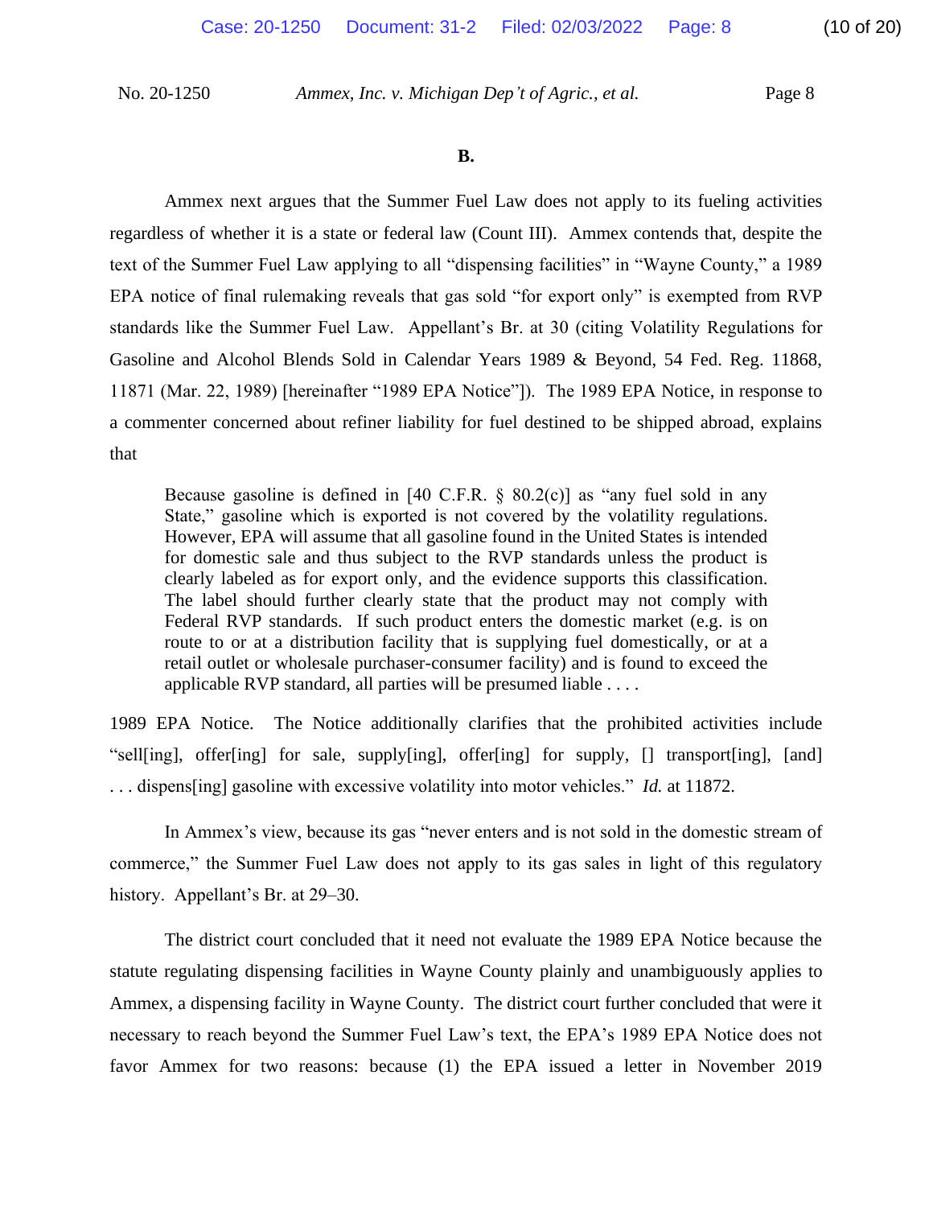**B.**

Ammex next argues that the Summer Fuel Law does not apply to its fueling activities regardless of whether it is a state or federal law (Count III). Ammex contends that, despite the text of the Summer Fuel Law applying to all "dispensing facilities" in "Wayne County," a 1989 EPA notice of final rulemaking reveals that gas sold "for export only" is exempted from RVP standards like the Summer Fuel Law. Appellant's Br. at 30 (citing Volatility Regulations for Gasoline and Alcohol Blends Sold in Calendar Years 1989 & Beyond, 54 Fed. Reg. 11868, 11871 (Mar. 22, 1989) [hereinafter "1989 EPA Notice"]). The 1989 EPA Notice, in response to a commenter concerned about refiner liability for fuel destined to be shipped abroad, explains that

> Because gasoline is defined in [40 C.F.R. § 80.2(c)] as "any fuel sold in any State," gasoline which is exported is not covered by the volatility regulations. However, EPA will assume that all gasoline found in the United States is intended for domestic sale and thus subject to the RVP standards unless the product is clearly labeled as for export only, and the evidence supports this classification. The label should further clearly state that the product may not comply with Federal RVP standards. If such product enters the domestic market (e.g. is on route to or at a distribution facility that is supplying fuel domestically, or at a retail outlet or wholesale purchaser-consumer facility) and is found to exceed the applicable RVP standard, all parties will be presumed liable . . . .

1989 EPA Notice. The Notice additionally clarifies that the prohibited activities include "sell[ing], offer[ing] for sale, supply[ing], offer[ing] for supply, [] transport[ing], [and] . . . dispens[ing] gasoline with excessive volatility into motor vehicles." *Id.* at 11872.

In Ammex's view, because its gas "never enters and is not sold in the domestic stream of commerce," the Summer Fuel Law does not apply to its gas sales in light of this regulatory history. Appellant's Br. at 29–30.

The district court concluded that it need not evaluate the 1989 EPA Notice because the statute regulating dispensing facilities in Wayne County plainly and unambiguously applies to Ammex, a dispensing facility in Wayne County. The district court further concluded that were it necessary to reach beyond the Summer Fuel Law's text, the EPA's 1989 EPA Notice does not favor Ammex for two reasons: because (1) the EPA issued a letter in November 2019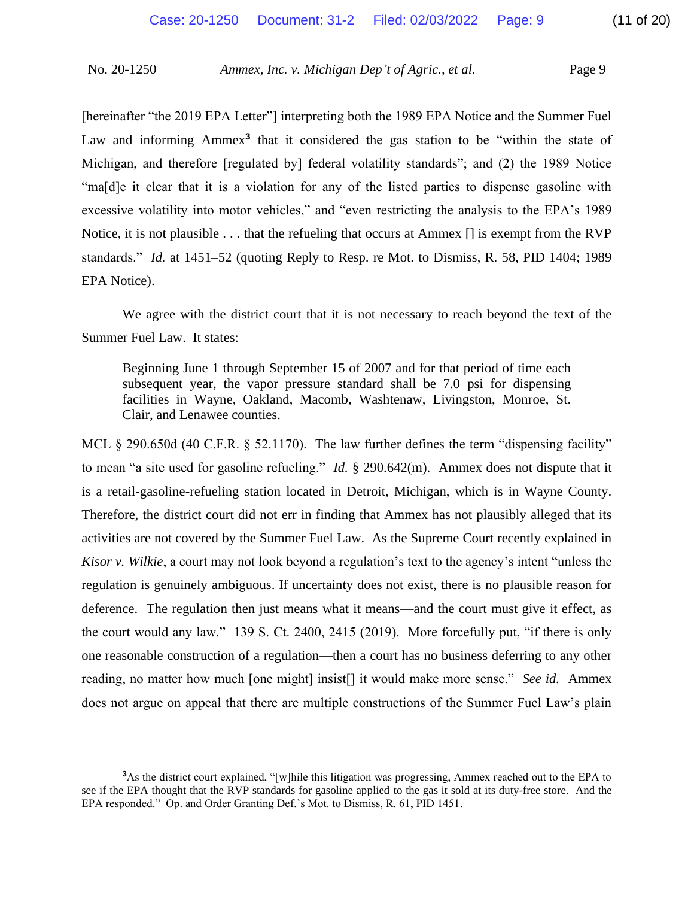[hereinafter "the 2019 EPA Letter"] interpreting both the 1989 EPA Notice and the Summer Fuel Law and informing Ammex[3] that it considered the gas station to be "within the state of Michigan, and therefore [regulated by] federal volatility standards"; and (2) the 1989 Notice "ma[d]e it clear that it is a violation for any of the listed parties to dispense gasoline with excessive volatility into motor vehicles," and "even restricting the analysis to the EPA's 1989 Notice, it is not plausible . . . that the refueling that occurs at Ammex [] is exempt from the RVP standards." *Id.* at 1451–52 (quoting Reply to Resp. re Mot. to Dismiss, R. 58, PID 1404; 1989 EPA Notice).

We agree with the district court that it is not necessary to reach beyond the text of the Summer Fuel Law. It states:

> Beginning June 1 through September 15 of 2007 and for that period of time each subsequent year, the vapor pressure standard shall be 7.0 psi for dispensing facilities in Wayne, Oakland, Macomb, Washtenaw, Livingston, Monroe, St. Clair, and Lenawee counties.

MCL § 290.650d (40 C.F.R. § 52.1170). The law further defines the term "dispensing facility" to mean "a site used for gasoline refueling." *Id.* § 290.642(m). Ammex does not dispute that it is a retail-gasoline-refueling station located in Detroit, Michigan, which is in Wayne County. Therefore, the district court did not err in finding that Ammex has not plausibly alleged that its activities are not covered by the Summer Fuel Law. As the Supreme Court recently explained in *Kisor v. Wilkie*, a court may not look beyond a regulation's text to the agency's intent "unless the regulation is genuinely ambiguous. If uncertainty does not exist, there is no plausible reason for deference. The regulation then just means what it means—and the court must give it effect, as the court would any law." 139 S. Ct. 2400, 2415 (2019). More forcefully put, "if there is only one reasonable construction of a regulation—then a court has no business deferring to any other reading, no matter how much [one might] insist[] it would make more sense." *See id.* Ammex does not argue on appeal that there are multiple constructions of the Summer Fuel Law's plain

---

[3] As the district court explained, "[w]hile this litigation was progressing, Ammex reached out to the EPA to see if the EPA thought that the RVP standards for gasoline applied to the gas it sold at its duty-free store. And the EPA responded." Op. and Order Granting Def.'s Mot. to Dismiss, R. 61, PID 1451.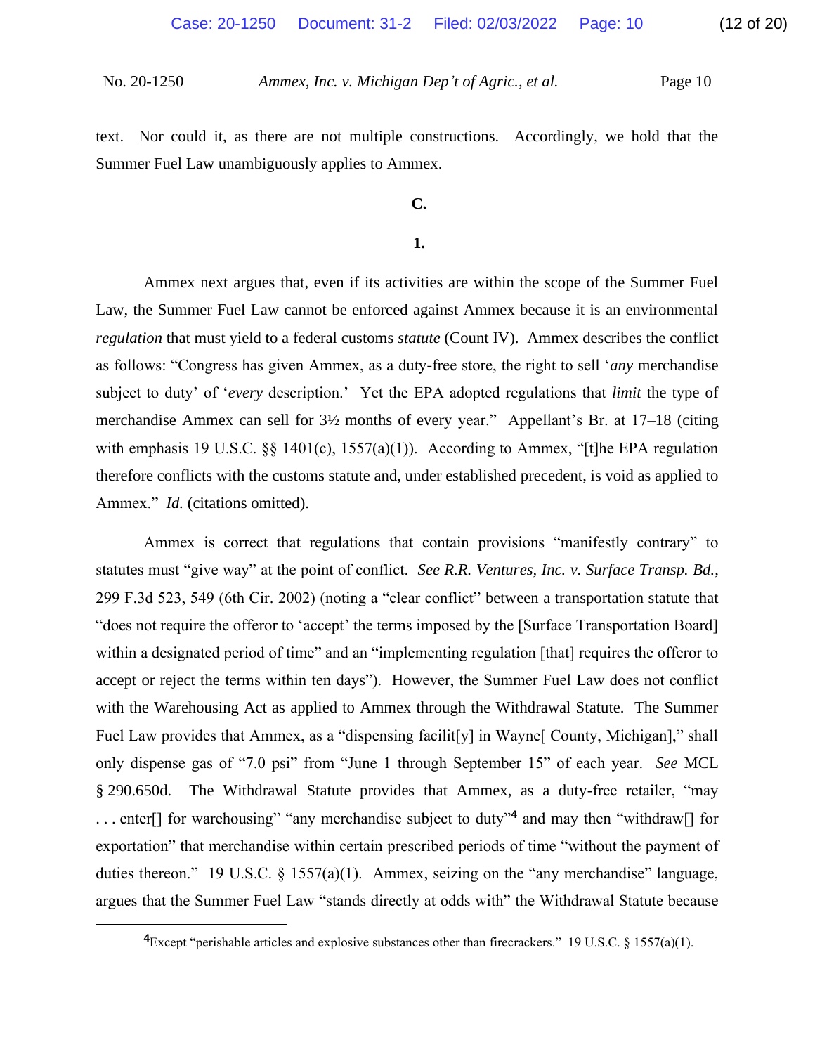text. Nor could it, as there are not multiple constructions. Accordingly, we hold that the Summer Fuel Law unambiguously applies to Ammex.

### C.

#### 1.

Ammex next argues that, even if its activities are within the scope of the Summer Fuel Law, the Summer Fuel Law cannot be enforced against Ammex because it is an environmental *regulation* that must yield to a federal customs *statute* (Count IV). Ammex describes the conflict as follows: "Congress has given Ammex, as a duty-free store, the right to sell '*any* merchandise subject to duty' of '*every* description.' Yet the EPA adopted regulations that *limit* the type of merchandise Ammex can sell for 3½ months of every year." Appellant's Br. at 17–18 (citing with emphasis 19 U.S.C. §§ 1401(c), 1557(a)(1)). According to Ammex, "[t]he EPA regulation therefore conflicts with the customs statute and, under established precedent, is void as applied to Ammex." *Id.* (citations omitted).

Ammex is correct that regulations that contain provisions "manifestly contrary" to statutes must "give way" at the point of conflict. *See R.R. Ventures, Inc. v. Surface Transp. Bd.*, 299 F.3d 523, 549 (6th Cir. 2002) (noting a "clear conflict" between a transportation statute that "does not require the offeror to 'accept' the terms imposed by the [Surface Transportation Board] within a designated period of time" and an "implementing regulation [that] requires the offeror to accept or reject the terms within ten days"). However, the Summer Fuel Law does not conflict with the Warehousing Act as applied to Ammex through the Withdrawal Statute. The Summer Fuel Law provides that Ammex, as a "dispensing facilit[y] in Wayne[ County, Michigan]," shall only dispense gas of "7.0 psi" from "June 1 through September 15" of each year. *See* MCL § 290.650d. The Withdrawal Statute provides that Ammex, as a duty-free retailer, "may . . . enter[] for warehousing" "any merchandise subject to duty"[4] and may then "withdraw[] for exportation" that merchandise within certain prescribed periods of time "without the payment of duties thereon." 19 U.S.C. § 1557(a)(1). Ammex, seizing on the "any merchandise" language, argues that the Summer Fuel Law "stands directly at odds with" the Withdrawal Statute because

[4] Except "perishable articles and explosive substances other than firecrackers." 19 U.S.C. § 1557(a)(1).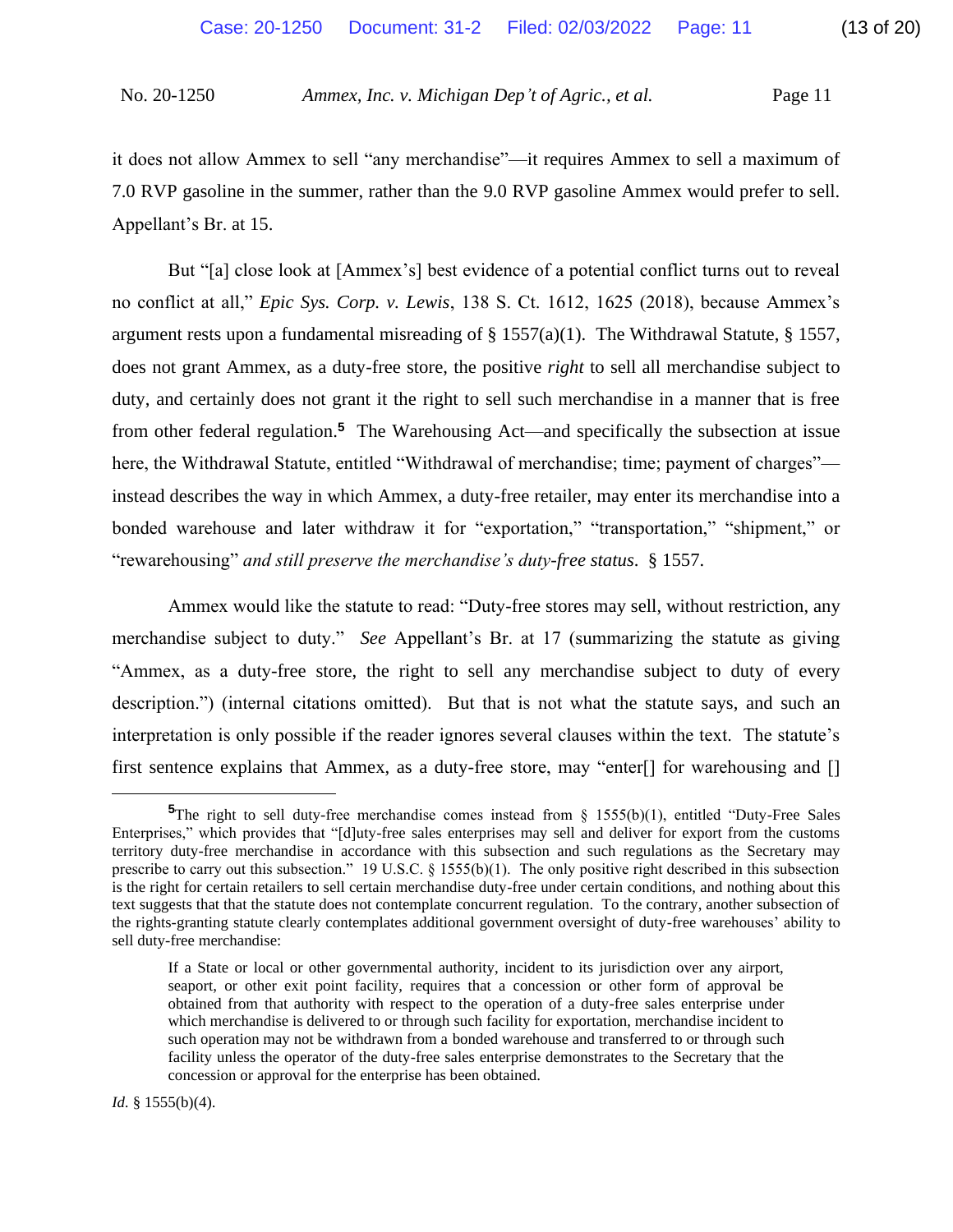it does not allow Ammex to sell "any merchandise"—it requires Ammex to sell a maximum of 7.0 RVP gasoline in the summer, rather than the 9.0 RVP gasoline Ammex would prefer to sell. Appellant's Br. at 15.

But "[a] close look at [Ammex's] best evidence of a potential conflict turns out to reveal no conflict at all," *Epic Sys. Corp. v. Lewis*, 138 S. Ct. 1612, 1625 (2018), because Ammex's argument rests upon a fundamental misreading of § 1557(a)(1). The Withdrawal Statute, § 1557, does not grant Ammex, as a duty-free store, the positive *right* to sell all merchandise subject to duty, and certainly does not grant it the right to sell such merchandise in a manner that is free from other federal regulation.[5] The Warehousing Act—and specifically the subsection at issue here, the Withdrawal Statute, entitled "Withdrawal of merchandise; time; payment of charges"—instead describes the way in which Ammex, a duty-free retailer, may enter its merchandise into a bonded warehouse and later withdraw it for "exportation," "transportation," "shipment," or "rewarehousing" *and still preserve the merchandise's duty-free status*. § 1557.

Ammex would like the statute to read: "Duty-free stores may sell, without restriction, any merchandise subject to duty." *See* Appellant's Br. at 17 (summarizing the statute as giving "Ammex, as a duty-free store, the right to sell any merchandise subject to duty of every description.") (internal citations omitted). But that is not what the statute says, and such an interpretation is only possible if the reader ignores several clauses within the text. The statute's first sentence explains that Ammex, as a duty-free store, may "enter[] for warehousing and []

---

[5] The right to sell duty-free merchandise comes instead from § 1555(b)(1), entitled "Duty-Free Sales Enterprises," which provides that "[d]uty-free sales enterprises may sell and deliver for export from the customs territory duty-free merchandise in accordance with this subsection and such regulations as the Secretary may prescribe to carry out this subsection." 19 U.S.C. § 1555(b)(1). The only positive right described in this subsection is the right for certain retailers to sell certain merchandise duty-free under certain conditions, and nothing about this text suggests that that the statute does not contemplate concurrent regulation. To the contrary, another subsection of the rights-granting statute clearly contemplates additional government oversight of duty-free warehouses' ability to sell duty-free merchandise:

> If a State or local or other governmental authority, incident to its jurisdiction over any airport, seaport, or other exit point facility, requires that a concession or other form of approval be obtained from that authority with respect to the operation of a duty-free sales enterprise under which merchandise is delivered to or through such facility for exportation, merchandise incident to such operation may not be withdrawn from a bonded warehouse and transferred to or through such facility unless the operator of the duty-free sales enterprise demonstrates to the Secretary that the concession or approval for the enterprise has been obtained.

*Id.* § 1555(b)(4).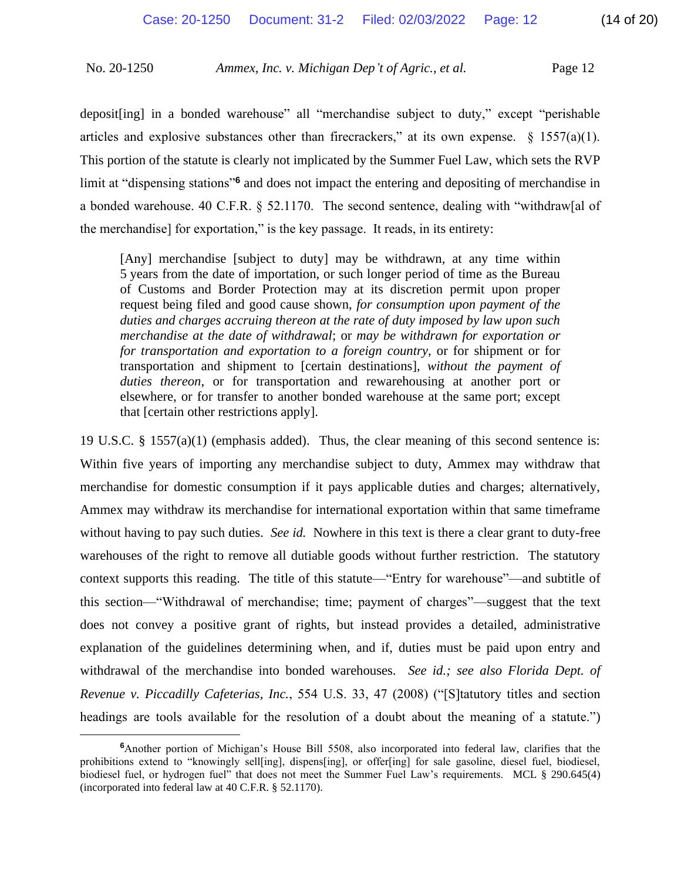deposit[ing] in a bonded warehouse" all "merchandise subject to duty," except "perishable articles and explosive substances other than firecrackers," at its own expense. § 1557(a)(1). This portion of the statute is clearly not implicated by the Summer Fuel Law, which sets the RVP limit at "dispensing stations"[6] and does not impact the entering and depositing of merchandise in a bonded warehouse. 40 C.F.R. § 52.1170. The second sentence, dealing with "withdraw[al of the merchandise] for exportation," is the key passage. It reads, in its entirety:

> [Any] merchandise [subject to duty] may be withdrawn, at any time within 5 years from the date of importation, or such longer period of time as the Bureau of Customs and Border Protection may at its discretion permit upon proper request being filed and good cause shown, *for consumption upon payment of the duties and charges accruing thereon at the rate of duty imposed by law upon such merchandise at the date of withdrawal*; or *may be withdrawn for exportation or for transportation and exportation to a foreign country*, or for shipment or for transportation and shipment to [certain destinations], *without the payment of duties thereon*, or for transportation and rewarehousing at another port or elsewhere, or for transfer to another bonded warehouse at the same port; except that [certain other restrictions apply].

19 U.S.C. § 1557(a)(1) (emphasis added). Thus, the clear meaning of this second sentence is: Within five years of importing any merchandise subject to duty, Ammex may withdraw that merchandise for domestic consumption if it pays applicable duties and charges; alternatively, Ammex may withdraw its merchandise for international exportation within that same timeframe without having to pay such duties. *See id.* Nowhere in this text is there a clear grant to duty-free warehouses of the right to remove all dutiable goods without further restriction. The statutory context supports this reading. The title of this statute—"Entry for warehouse"—and subtitle of this section—"Withdrawal of merchandise; time; payment of charges"—suggest that the text does not convey a positive grant of rights, but instead provides a detailed, administrative explanation of the guidelines determining when, and if, duties must be paid upon entry and withdrawal of the merchandise into bonded warehouses. *See id.; see also Florida Dept. of Revenue v. Piccadilly Cafeterias, Inc.*, 554 U.S. 33, 47 (2008) ("[S]tatutory titles and section headings are tools available for the resolution of a doubt about the meaning of a statute.")

---

[6] Another portion of Michigan's House Bill 5508, also incorporated into federal law, clarifies that the prohibitions extend to "knowingly sell[ing], dispens[ing], or offer[ing] for sale gasoline, diesel fuel, biodiesel, biodiesel fuel, or hydrogen fuel" that does not meet the Summer Fuel Law's requirements. MCL § 290.645(4) (incorporated into federal law at 40 C.F.R. § 52.1170).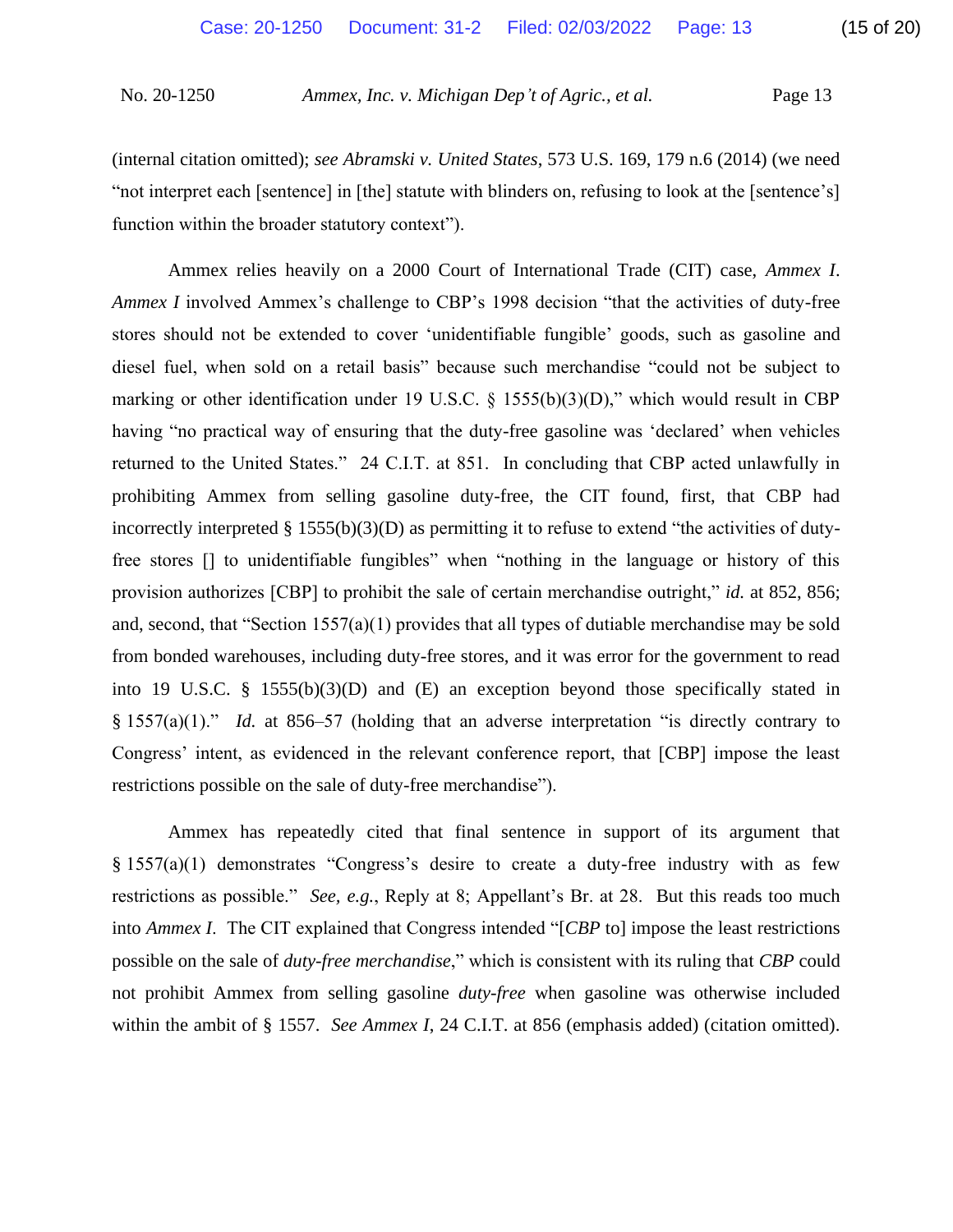(internal citation omitted); *see Abramski v. United States*, 573 U.S. 169, 179 n.6 (2014) (we need "not interpret each [sentence] in [the] statute with blinders on, refusing to look at the [sentence's] function within the broader statutory context").

Ammex relies heavily on a 2000 Court of International Trade (CIT) case, *Ammex I*. *Ammex I* involved Ammex's challenge to CBP's 1998 decision "that the activities of duty-free stores should not be extended to cover 'unidentifiable fungible' goods, such as gasoline and diesel fuel, when sold on a retail basis" because such merchandise "could not be subject to marking or other identification under 19 U.S.C. § 1555(b)(3)(D)," which would result in CBP having "no practical way of ensuring that the duty-free gasoline was 'declared' when vehicles returned to the United States." 24 C.I.T. at 851. In concluding that CBP acted unlawfully in prohibiting Ammex from selling gasoline duty-free, the CIT found, first, that CBP had incorrectly interpreted § 1555(b)(3)(D) as permitting it to refuse to extend "the activities of duty-free stores [] to unidentifiable fungibles" when "nothing in the language or history of this provision authorizes [CBP] to prohibit the sale of certain merchandise outright," *id.* at 852, 856; and, second, that "Section 1557(a)(1) provides that all types of dutiable merchandise may be sold from bonded warehouses, including duty-free stores, and it was error for the government to read into 19 U.S.C. § 1555(b)(3)(D) and (E) an exception beyond those specifically stated in § 1557(a)(1)." *Id.* at 856–57 (holding that an adverse interpretation "is directly contrary to Congress' intent, as evidenced in the relevant conference report, that [CBP] impose the least restrictions possible on the sale of duty-free merchandise").

Ammex has repeatedly cited that final sentence in support of its argument that § 1557(a)(1) demonstrates "Congress's desire to create a duty-free industry with as few restrictions as possible." *See, e.g.*, Reply at 8; Appellant's Br. at 28. But this reads too much into *Ammex I*. The CIT explained that Congress intended "[*CBP* to] impose the least restrictions possible on the sale of *duty-free merchandise*," which is consistent with its ruling that *CBP* could not prohibit Ammex from selling gasoline *duty-free* when gasoline was otherwise included within the ambit of § 1557. *See Ammex I*, 24 C.I.T. at 856 (emphasis added) (citation omitted).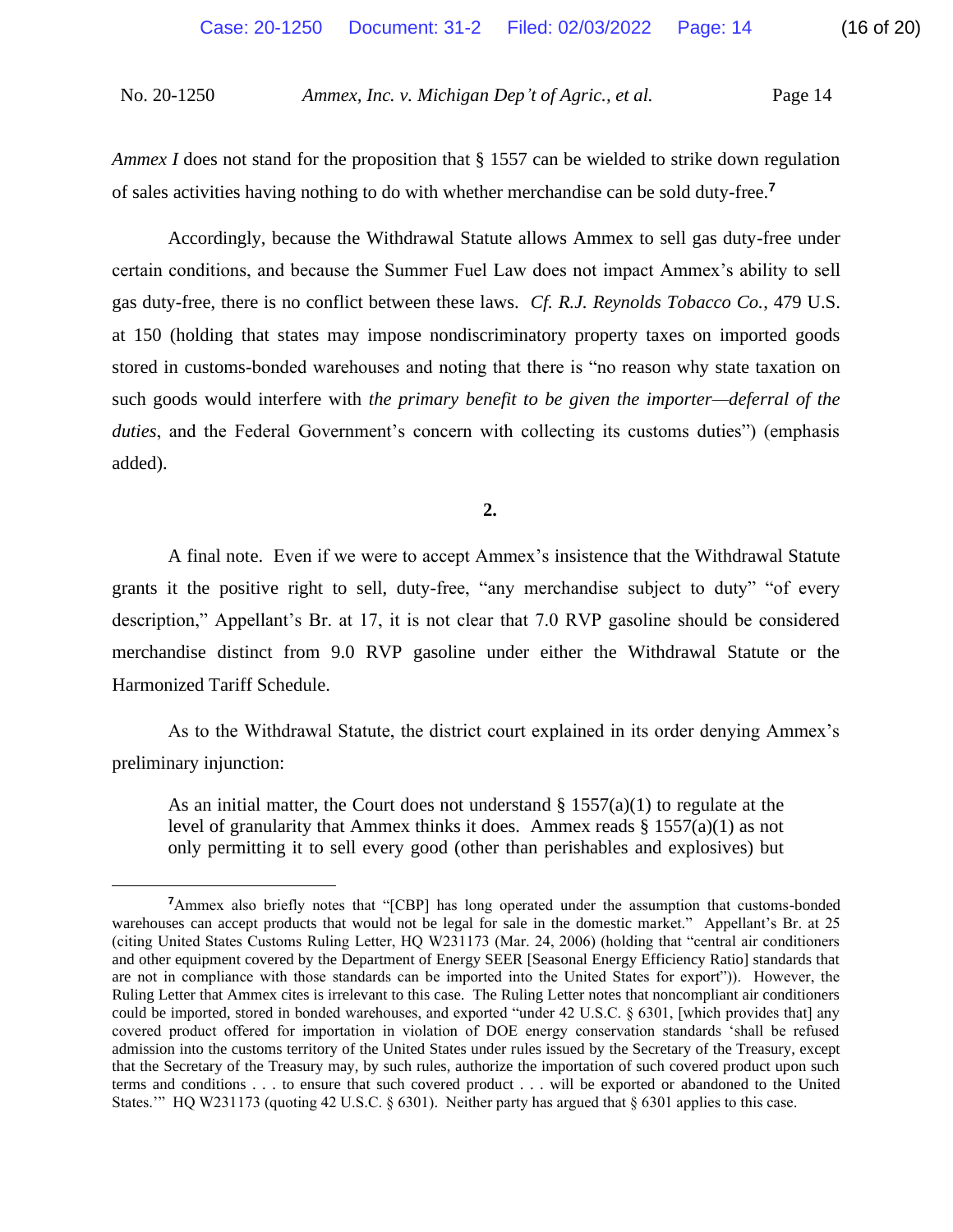*Ammex I* does not stand for the proposition that § 1557 can be wielded to strike down regulation of sales activities having nothing to do with whether merchandise can be sold duty-free.[7]

Accordingly, because the Withdrawal Statute allows Ammex to sell gas duty-free under certain conditions, and because the Summer Fuel Law does not impact Ammex's ability to sell gas duty-free, there is no conflict between these laws. *Cf. R.J. Reynolds Tobacco Co.*, 479 U.S. at 150 (holding that states may impose nondiscriminatory property taxes on imported goods stored in customs-bonded warehouses and noting that there is "no reason why state taxation on such goods would interfere with *the primary benefit to be given the importer—deferral of the duties*, and the Federal Government's concern with collecting its customs duties") (emphasis added).

**2.**

A final note. Even if we were to accept Ammex's insistence that the Withdrawal Statute grants it the positive right to sell, duty-free, "any merchandise subject to duty" "of every description," Appellant's Br. at 17, it is not clear that 7.0 RVP gasoline should be considered merchandise distinct from 9.0 RVP gasoline under either the Withdrawal Statute or the Harmonized Tariff Schedule.

As to the Withdrawal Statute, the district court explained in its order denying Ammex's preliminary injunction:

> As an initial matter, the Court does not understand § 1557(a)(1) to regulate at the level of granularity that Ammex thinks it does. Ammex reads § 1557(a)(1) as not only permitting it to sell every good (other than perishables and explosives) but

---

[7] Ammex also briefly notes that "[CBP] has long operated under the assumption that customs-bonded warehouses can accept products that would not be legal for sale in the domestic market." Appellant's Br. at 25 (citing United States Customs Ruling Letter, HQ W231173 (Mar. 24, 2006) (holding that "central air conditioners and other equipment covered by the Department of Energy SEER [Seasonal Energy Efficiency Ratio] standards that are not in compliance with those standards can be imported into the United States for export")). However, the Ruling Letter that Ammex cites is irrelevant to this case. The Ruling Letter notes that noncompliant air conditioners could be imported, stored in bonded warehouses, and exported "under 42 U.S.C. § 6301, [which provides that] any covered product offered for importation in violation of DOE energy conservation standards 'shall be refused admission into the customs territory of the United States under rules issued by the Secretary of the Treasury, except that the Secretary of the Treasury may, by such rules, authorize the importation of such covered product upon such terms and conditions . . . to ensure that such covered product . . . will be exported or abandoned to the United States.'" HQ W231173 (quoting 42 U.S.C. § 6301). Neither party has argued that § 6301 applies to this case.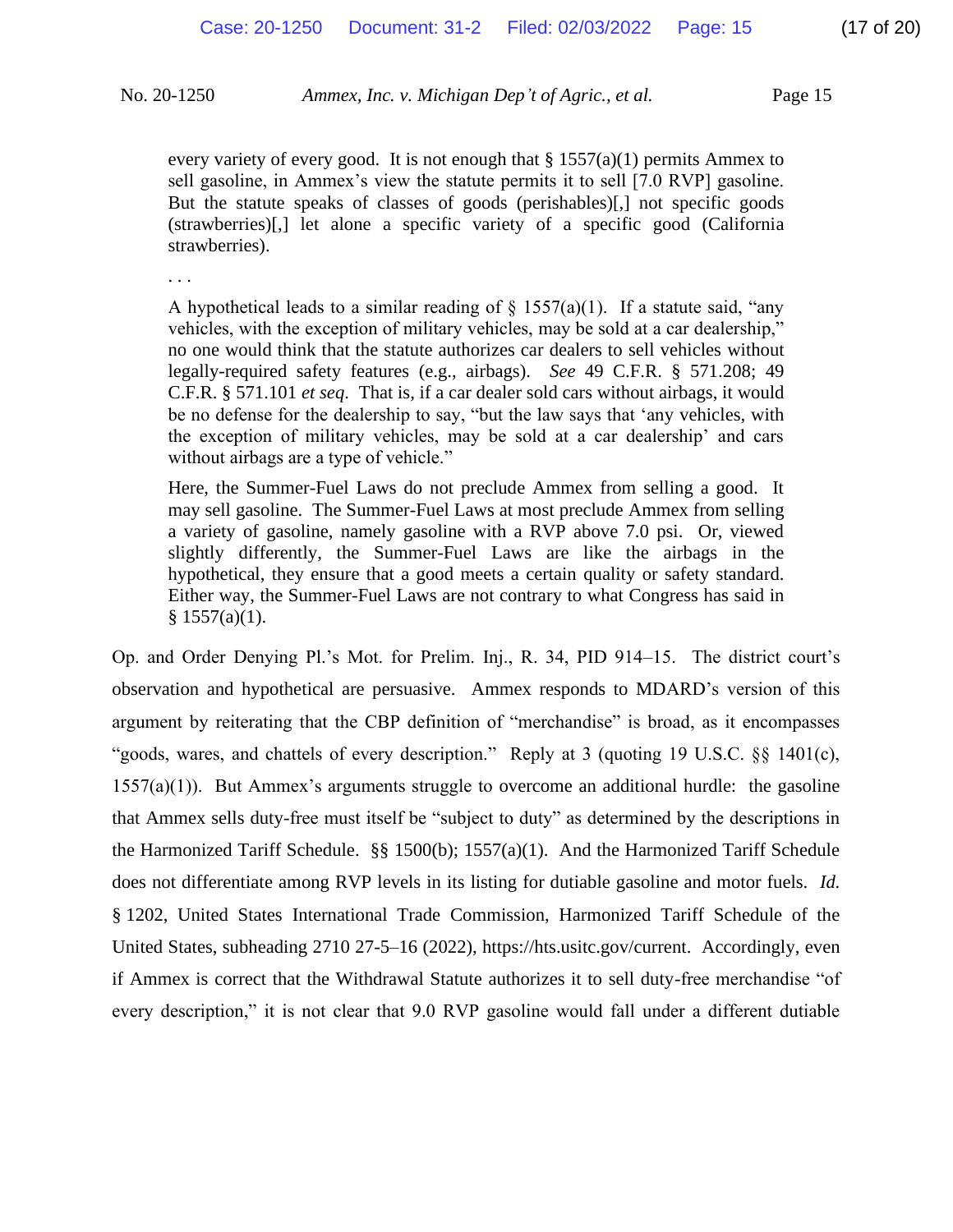> every variety of every good. It is not enough that § 1557(a)(1) permits Ammex to sell gasoline, in Ammex's view the statute permits it to sell [7.0 RVP] gasoline. But the statute speaks of classes of goods (perishables)[,] not specific goods (strawberries)[,] let alone a specific variety of a specific good (California strawberries).
>
> . . .
>
> A hypothetical leads to a similar reading of § 1557(a)(1). If a statute said, "any vehicles, with the exception of military vehicles, may be sold at a car dealership," no one would think that the statute authorizes car dealers to sell vehicles without legally-required safety features (e.g., airbags). *See* 49 C.F.R. § 571.208; 49 C.F.R. § 571.101 *et seq*. That is, if a car dealer sold cars without airbags, it would be no defense for the dealership to say, "but the law says that 'any vehicles, with the exception of military vehicles, may be sold at a car dealership' and cars without airbags are a type of vehicle."
>
> Here, the Summer-Fuel Laws do not preclude Ammex from selling a good. It may sell gasoline. The Summer-Fuel Laws at most preclude Ammex from selling a variety of gasoline, namely gasoline with a RVP above 7.0 psi. Or, viewed slightly differently, the Summer-Fuel Laws are like the airbags in the hypothetical, they ensure that a good meets a certain quality or safety standard. Either way, the Summer-Fuel Laws are not contrary to what Congress has said in § 1557(a)(1).

Op. and Order Denying Pl.'s Mot. for Prelim. Inj., R. 34, PID 914–15. The district court's observation and hypothetical are persuasive. Ammex responds to MDARD's version of this argument by reiterating that the CBP definition of "merchandise" is broad, as it encompasses "goods, wares, and chattels of every description." Reply at 3 (quoting 19 U.S.C. §§ 1401(c), 1557(a)(1)). But Ammex's arguments struggle to overcome an additional hurdle: the gasoline that Ammex sells duty-free must itself be "subject to duty" as determined by the descriptions in the Harmonized Tariff Schedule. §§ 1500(b); 1557(a)(1). And the Harmonized Tariff Schedule does not differentiate among RVP levels in its listing for dutiable gasoline and motor fuels. *Id.* § 1202, United States International Trade Commission, Harmonized Tariff Schedule of the United States, subheading 2710 27-5–16 (2022), https://hts.usitc.gov/current. Accordingly, even if Ammex is correct that the Withdrawal Statute authorizes it to sell duty-free merchandise "of every description," it is not clear that 9.0 RVP gasoline would fall under a different dutiable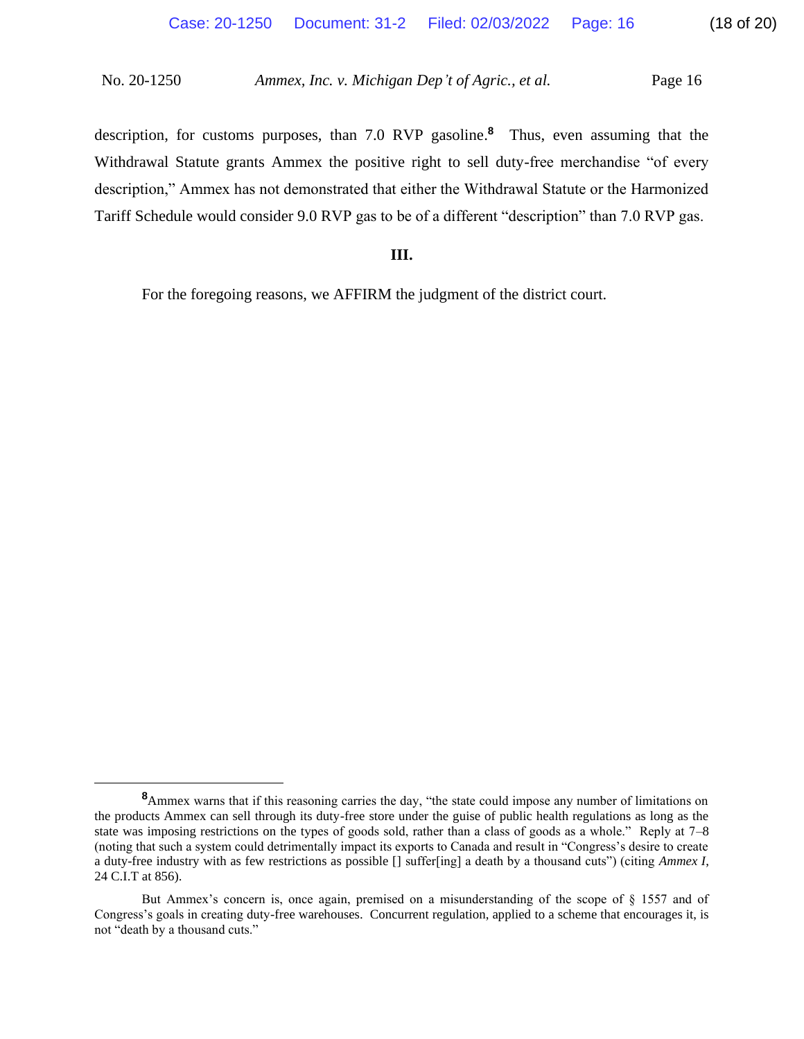description, for customs purposes, than 7.0 RVP gasoline.[8] Thus, even assuming that the Withdrawal Statute grants Ammex the positive right to sell duty-free merchandise "of every description," Ammex has not demonstrated that either the Withdrawal Statute or the Harmonized Tariff Schedule would consider 9.0 RVP gas to be of a different "description" than 7.0 RVP gas.

## III.

For the foregoing reasons, we AFFIRM the judgment of the district court.

---

[8] Ammex warns that if this reasoning carries the day, "the state could impose any number of limitations on the products Ammex can sell through its duty-free store under the guise of public health regulations as long as the state was imposing restrictions on the types of goods sold, rather than a class of goods as a whole." Reply at 7–8 (noting that such a system could detrimentally impact its exports to Canada and result in "Congress's desire to create a duty-free industry with as few restrictions as possible [] suffer[ing] a death by a thousand cuts") (citing *Ammex I*, 24 C.I.T at 856).

But Ammex's concern is, once again, premised on a misunderstanding of the scope of § 1557 and of Congress's goals in creating duty-free warehouses. Concurrent regulation, applied to a scheme that encourages it, is not "death by a thousand cuts."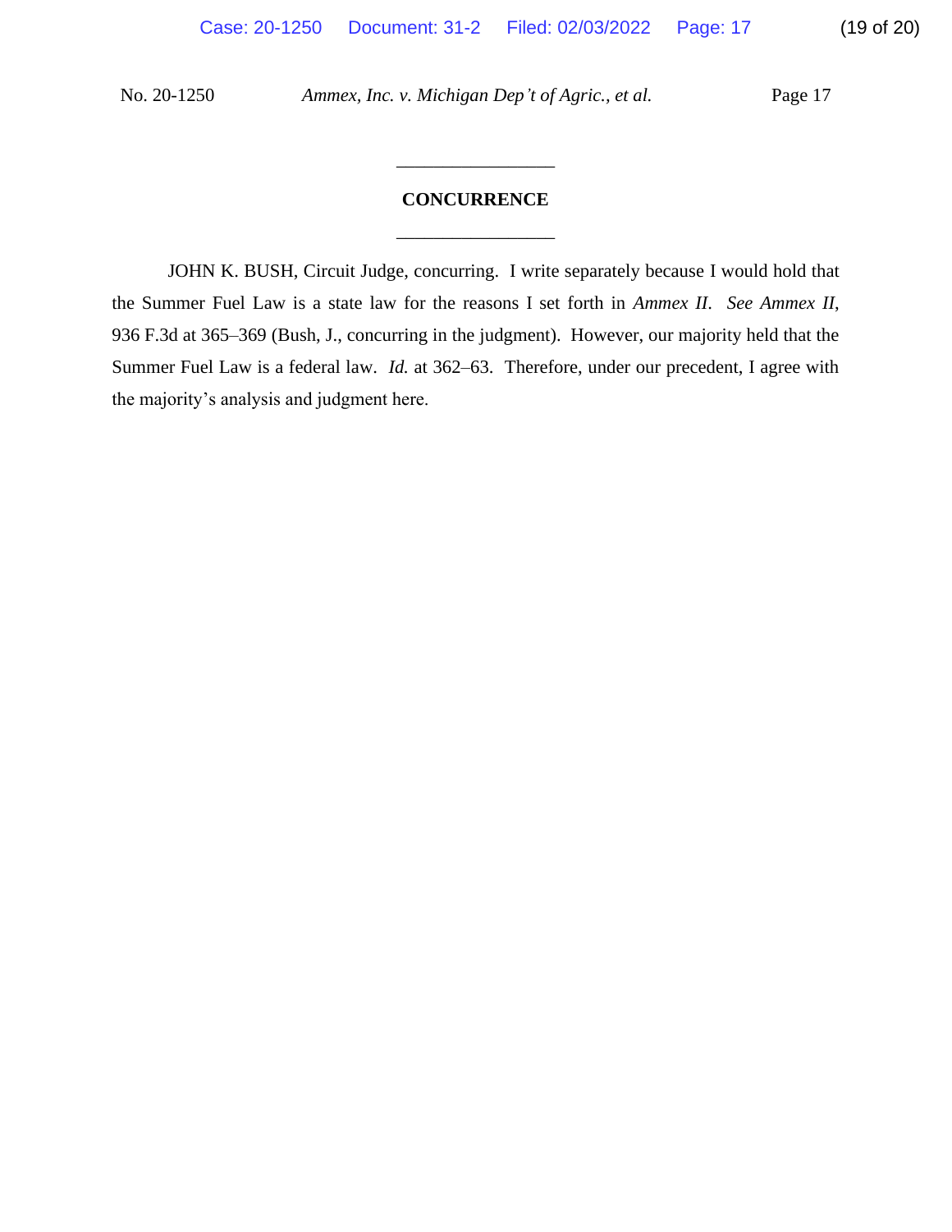## CONCURRENCE

JOHN K. BUSH, Circuit Judge, concurring. I write separately because I would hold that the Summer Fuel Law is a state law for the reasons I set forth in *Ammex II*. *See Ammex II*, 936 F.3d at 365–369 (Bush, J., concurring in the judgment). However, our majority held that the Summer Fuel Law is a federal law. *Id.* at 362–63. Therefore, under our precedent, I agree with the majority's analysis and judgment here.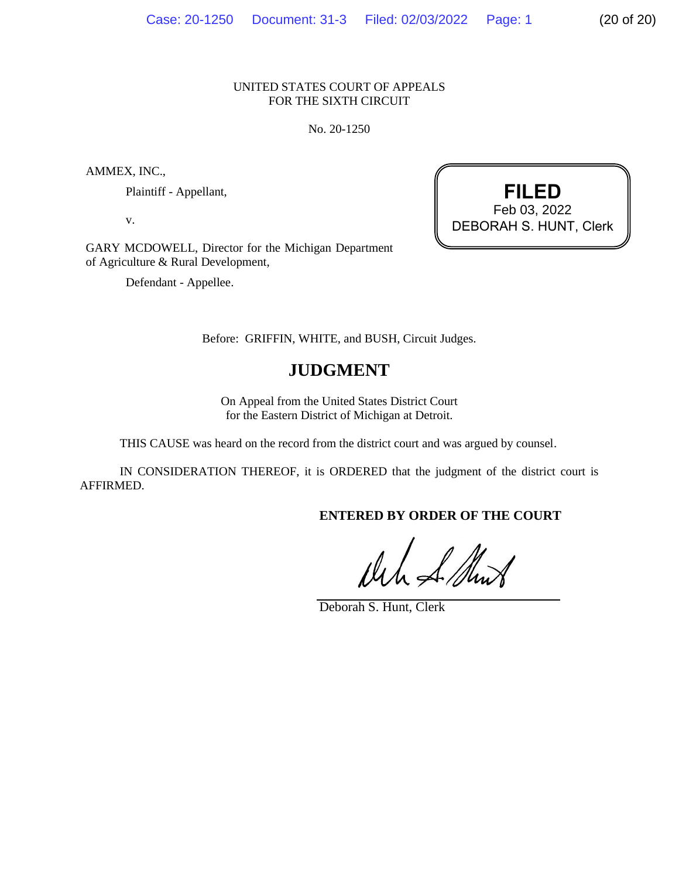UNITED STATES COURT OF APPEALS
FOR THE SIXTH CIRCUIT

No. 20-1250

AMMEX, INC.,

Plaintiff - Appellant,

v.

GARY MCDOWELL, Director for the Michigan Department of Agriculture & Rural Development,

Defendant - Appellee.

**FILED**
Feb 03, 2022
DEBORAH S. HUNT, Clerk

Before: GRIFFIN, WHITE, and BUSH, Circuit Judges.

# JUDGMENT

On Appeal from the United States District Court
for the Eastern District of Michigan at Detroit.

THIS CAUSE was heard on the record from the district court and was argued by counsel.

IN CONSIDERATION THEREOF, it is ORDERED that the judgment of the district court is AFFIRMED.

**ENTERED BY ORDER OF THE COURT**

Deborah S. Hunt, Clerk